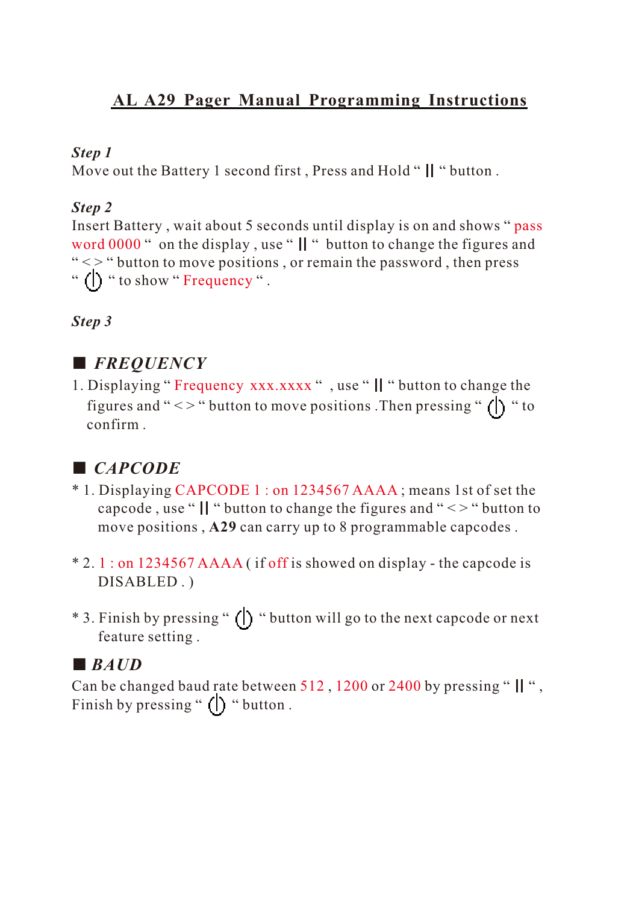# AL A29 Pager Manual Programming Instructions

***Step 1***

Move out the Battery 1 second first , Press and Hold " || " button .

***Step 2***

Insert Battery , wait about 5 seconds until display is on and shows " pass word 0000 " on the display , use " || " button to change the figures and " < > " button to move positions , or remain the password , then press " ⏻ " to show " Frequency " .

***Step 3***

## ■ *FREQUENCY*

1. Displaying " Frequency xxx.xxxx " , use " || " button to change the figures and " < > " button to move positions .Then pressing " ⏻ " to confirm .

## ■ *CAPCODE*

* 1. Displaying CAPCODE 1 : on 1234567 AAAA ; means 1st of set the capcode , use " || " button to change the figures and " < > " button to move positions , **A29** can carry up to 8 programmable capcodes .

* 2. 1 : on 1234567 AAAA ( if off is showed on display - the capcode is DISABLED . )

* 3. Finish by pressing " ⏻ " button will go to the next capcode or next feature setting .

## ■ *BAUD*

Can be changed baud rate between 512 , 1200 or 2400 by pressing " || " , Finish by pressing " ⏻ " button .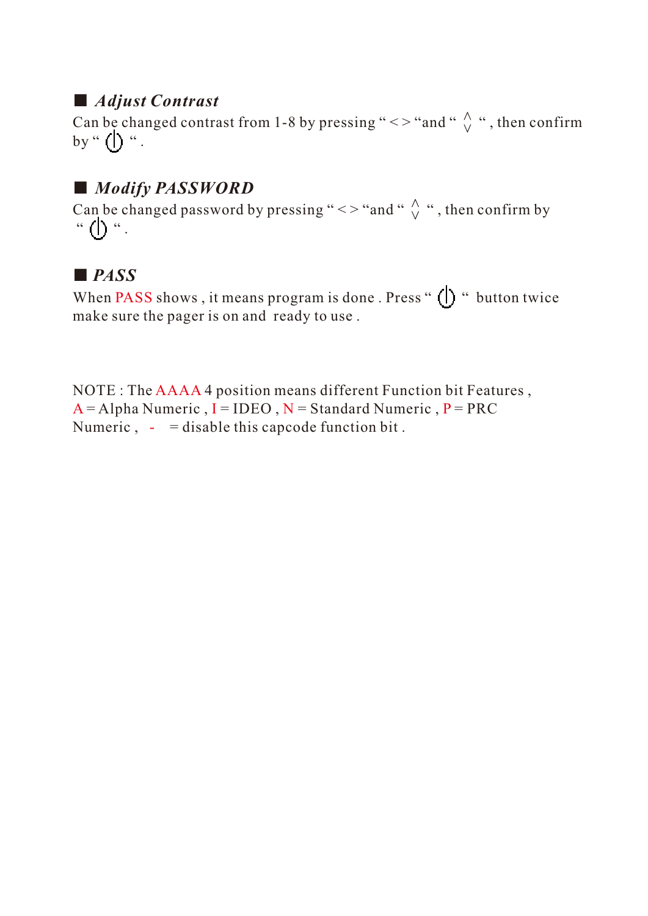## ■ *Adjust Contrast*

Can be changed contrast from 1-8 by pressing " < > "and " ∧∨ " , then confirm by " ⏻ " .

## ■ *Modify PASSWORD*

Can be changed password by pressing " < > "and " ∧∨ " , then confirm by " ⏻ " .

## ■ *PASS*

When PASS shows , it means program is done . Press " ⏻ " button twice make sure the pager is on and ready to use .

NOTE : The AAAA 4 position means different Function bit Features , A = Alpha Numeric , I = IDEO , N = Standard Numeric , P = PRC Numeric , - = disable this capcode function bit .